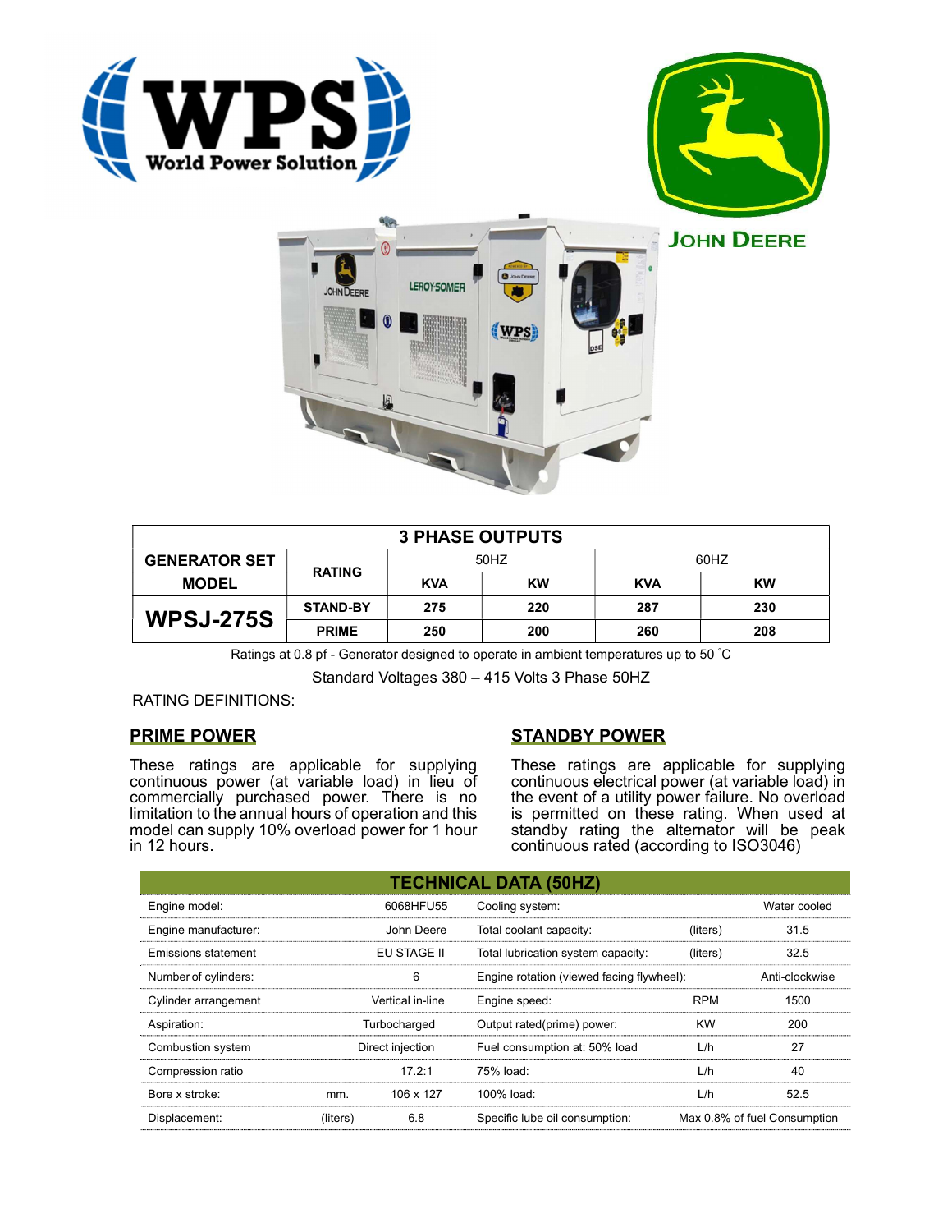| 3 PHASE OUTPUTS | | | | | |
|---|---|---|---|---|---|
| GENERATOR SET MODEL | RATING | 50HZ | | 60HZ | |
| | | KVA | KW | KVA | KW |
| WPSJ-275S | STAND-BY | 275 | 220 | 287 | 230 |
| | PRIME | 250 | 200 | 260 | 208 |

Ratings at 0.8 pf - Generator designed to operate in ambient temperatures up to 50 ˚C

Standard Voltages 380 – 415 Volts 3 Phase 50HZ

RATING DEFINITIONS:

## PRIME POWER

These ratings are applicable for supplying continuous power (at variable load) in lieu of commercially purchased power. There is no limitation to the annual hours of operation and this model can supply 10% overload power for 1 hour in 12 hours.

## STANDBY POWER

These ratings are applicable for supplying continuous electrical power (at variable load) in the event of a utility power failure. No overload is permitted on these rating. When used at standby rating the alternator will be peak continuous rated (according to ISO3046)

| TECHNICAL DATA (50HZ) | | | | | |
|---|---|---|---|---|---|
| Engine model: | | 6068HFU55 | Cooling system: | | Water cooled |
| Engine manufacturer: | | John Deere | Total coolant capacity: | (liters) | 31.5 |
| Emissions statement | | EU STAGE II | Total lubrication system capacity: | (liters) | 32.5 |
| Number of cylinders: | | 6 | Engine rotation (viewed facing flywheel): | | Anti-clockwise |
| Cylinder arrangement | | Vertical in-line | Engine speed: | RPM | 1500 |
| Aspiration: | | Turbocharged | Output rated(prime) power: | KW | 200 |
| Combustion system | | Direct injection | Fuel consumption at: 50% load | L/h | 27 |
| Compression ratio | | 17.2:1 | 75% load: | L/h | 40 |
| Bore x stroke: | mm. | 106 x 127 | 100% load: | L/h | 52.5 |
| Displacement: | (liters) | 6.8 | Specific lube oil consumption: | | Max 0.8% of fuel Consumption |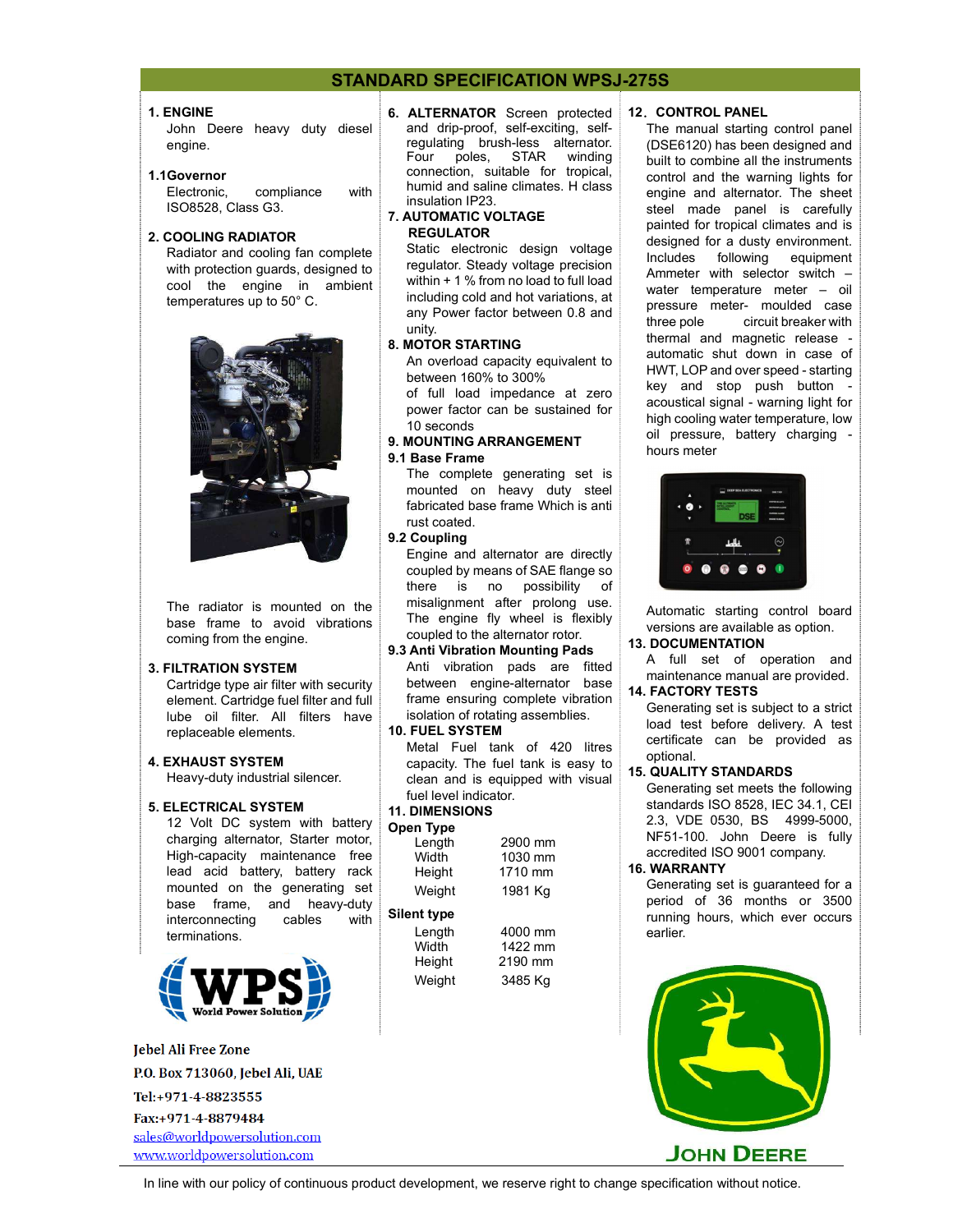# STANDARD SPECIFICATION WPSJ-275S

### 1. ENGINE

John Deere heavy duty diesel engine.

### 1.1Governor

Electronic, compliance with ISO8528, Class G3.

### 2. COOLING RADIATOR

Radiator and cooling fan complete with protection guards, designed to cool the engine in ambient temperatures up to 50° C.

The radiator is mounted on the base frame to avoid vibrations coming from the engine.

### 3. FILTRATION SYSTEM

Cartridge type air filter with security element. Cartridge fuel filter and full lube oil filter. All filters have replaceable elements.

### 4. EXHAUST SYSTEM

Heavy-duty industrial silencer.

### 5. ELECTRICAL SYSTEM

12 Volt DC system with battery charging alternator, Starter motor, High-capacity maintenance free lead acid battery, battery rack mounted on the generating set base frame, and heavy-duty interconnecting cables with terminations.

### 6. ALTERNATOR

Screen protected and drip-proof, self-exciting, self-regulating brush-less alternator. Four poles, STAR winding connection, suitable for tropical, humid and saline climates. H class insulation IP23.

### 7. AUTOMATIC VOLTAGE REGULATOR

Static electronic design voltage regulator. Steady voltage precision within + 1 % from no load to full load including cold and hot variations, at any Power factor between 0.8 and unity.

### 8. MOTOR STARTING

An overload capacity equivalent to between 160% to 300%
of full load impedance at zero power factor can be sustained for 10 seconds

### 9. MOUNTING ARRANGEMENT

### 9.1 Base Frame

The complete generating set is mounted on heavy duty steel fabricated base frame Which is anti rust coated.

### 9.2 Coupling

Engine and alternator are directly coupled by means of SAE flange so there is no possibility of misalignment after prolong use. The engine fly wheel is flexibly coupled to the alternator rotor.

### 9.3 Anti Vibration Mounting Pads

Anti vibration pads are fitted between engine-alternator base frame ensuring complete vibration isolation of rotating assemblies.

### 10. FUEL SYSTEM

Metal Fuel tank of 420 litres capacity. The fuel tank is easy to clean and is equipped with visual fuel level indicator.

### 11. DIMENSIONS

**Open Type**

| | |
|---|---|
| Length | 2900 mm |
| Width | 1030 mm |
| Height | 1710 mm |
| Weight | 1981 Kg |

**Silent type**

| | |
|---|---|
| Length | 4000 mm |
| Width | 1422 mm |
| Height | 2190 mm |
| Weight | 3485 Kg |

### 12. CONTROL PANEL

The manual starting control panel (DSE6120) has been designed and built to combine all the instruments control and the warning lights for engine and alternator. The sheet steel made panel is carefully painted for tropical climates and is designed for a dusty environment. Includes following equipment Ammeter with selector switch – water temperature meter – oil pressure meter- moulded case three pole circuit breaker with thermal and magnetic release - automatic shut down in case of HWT, LOP and over speed - starting key and stop push button - acoustical signal - warning light for high cooling water temperature, low oil pressure, battery charging - hours meter

Automatic starting control board versions are available as option.

### 13. DOCUMENTATION

A full set of operation and maintenance manual are provided.

### 14. FACTORY TESTS

Generating set is subject to a strict load test before delivery. A test certificate can be provided as optional.

### 15. QUALITY STANDARDS

Generating set meets the following standards ISO 8528, IEC 34.1, CEI 2.3, VDE 0530, BS 4999-5000, NF51-100. John Deere is fully accredited ISO 9001 company.

### 16. WARRANTY

Generating set is guaranteed for a period of 36 months or 3500 running hours, which ever occurs earlier.

WPS World Power Solution

Jebel Ali Free Zone
P.O. Box 713060, Jebel Ali, UAE
Tel:+971-4-8823555
Fax:+971-4-8879484
sales@worldpowersolution.com
www.worldpowersolution.com

JOHN DEERE

In line with our policy of continuous product development, we reserve right to change specification without notice.